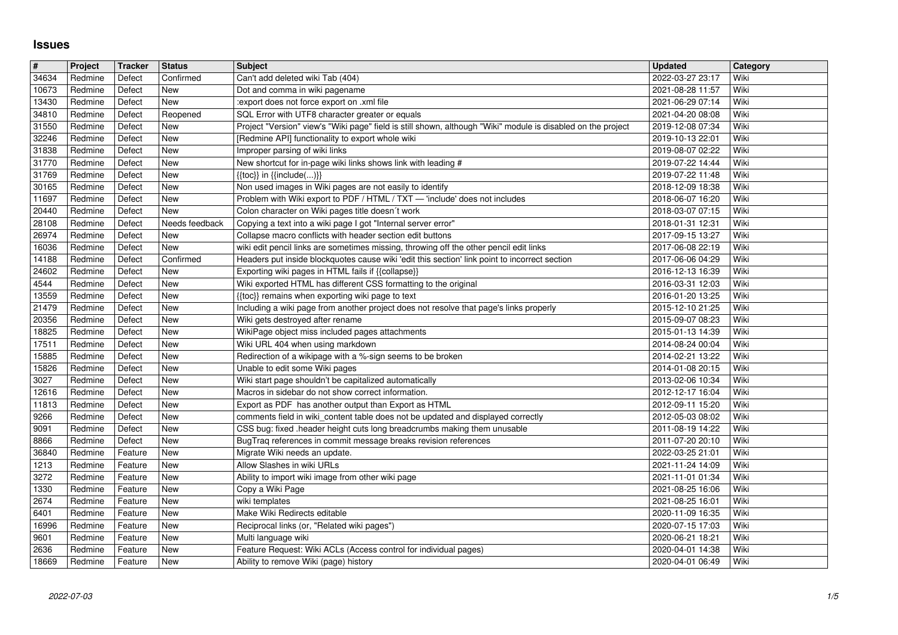# Issues

| # | Project | Tracker | Status | Subject | Updated | Category |
|---|---|---|---|---|---|---|
| 34634 | Redmine | Defect | Confirmed | Can't add deleted wiki Tab (404) | 2022-03-27 23:17 | Wiki |
| 10673 | Redmine | Defect | New | Dot and comma in wiki pagename | 2021-08-28 11:57 | Wiki |
| 13430 | Redmine | Defect | New | :export does not force export on .xml file | 2021-06-29 07:14 | Wiki |
| 34810 | Redmine | Defect | Reopened | SQL Error with UTF8 character greater or equals | 2021-04-20 08:08 | Wiki |
| 31550 | Redmine | Defect | New | Project "Version" view's "Wiki page" field is still shown, although "Wiki" module is disabled on the project | 2019-12-08 07:34 | Wiki |
| 32246 | Redmine | Defect | New | [Redmine API] functionality to export whole wiki | 2019-10-13 22:01 | Wiki |
| 31838 | Redmine | Defect | New | Improper parsing of wiki links | 2019-08-07 02:22 | Wiki |
| 31770 | Redmine | Defect | New | New shortcut for in-page wiki links shows link with leading # | 2019-07-22 14:44 | Wiki |
| 31769 | Redmine | Defect | New | {{toc}} in {{include(...)}} | 2019-07-22 11:48 | Wiki |
| 30165 | Redmine | Defect | New | Non used images in Wiki pages are not easily to identify | 2018-12-09 18:38 | Wiki |
| 11697 | Redmine | Defect | New | Problem with Wiki export to PDF / HTML / TXT — 'include' does not includes | 2018-06-07 16:20 | Wiki |
| 20440 | Redmine | Defect | New | Colon character on Wiki pages title doesn´t work | 2018-03-07 07:15 | Wiki |
| 28108 | Redmine | Defect | Needs feedback | Copying a text into a wiki page I got "Internal server error" | 2018-01-31 12:31 | Wiki |
| 26974 | Redmine | Defect | New | Collapse macro conflicts with header section edit buttons | 2017-09-15 13:27 | Wiki |
| 16036 | Redmine | Defect | New | wiki edit pencil links are sometimes missing, throwing off the other pencil edit links | 2017-06-08 22:19 | Wiki |
| 14188 | Redmine | Defect | Confirmed | Headers put inside blockquotes cause wiki 'edit this section' link point to incorrect section | 2017-06-06 04:29 | Wiki |
| 24602 | Redmine | Defect | New | Exporting wiki pages in HTML fails if {{collapse}} | 2016-12-13 16:39 | Wiki |
| 4544 | Redmine | Defect | New | Wiki exported HTML has different CSS formatting to the original | 2016-03-31 12:03 | Wiki |
| 13559 | Redmine | Defect | New | {{toc}} remains when exporting wiki page to text | 2016-01-20 13:25 | Wiki |
| 21479 | Redmine | Defect | New | Including a wiki page from another project does not resolve that page's links properly | 2015-12-10 21:25 | Wiki |
| 20356 | Redmine | Defect | New | Wiki gets destroyed after rename | 2015-09-07 08:23 | Wiki |
| 18825 | Redmine | Defect | New | WikiPage object miss included pages attachments | 2015-01-13 14:39 | Wiki |
| 17511 | Redmine | Defect | New | Wiki URL 404 when using markdown | 2014-08-24 00:04 | Wiki |
| 15885 | Redmine | Defect | New | Redirection of a wikipage with a %-sign seems to be broken | 2014-02-21 13:22 | Wiki |
| 15826 | Redmine | Defect | New | Unable to edit some Wiki pages | 2014-01-08 20:15 | Wiki |
| 3027 | Redmine | Defect | New | Wiki start page shouldn't be capitalized automatically | 2013-02-06 10:34 | Wiki |
| 12616 | Redmine | Defect | New | Macros in sidebar do not show correct information. | 2012-12-17 16:04 | Wiki |
| 11813 | Redmine | Defect | New | Export as PDF has another output than Export as HTML | 2012-09-11 15:20 | Wiki |
| 9266 | Redmine | Defect | New | comments field in wiki_content table does not be updated and displayed correctly | 2012-05-03 08:02 | Wiki |
| 9091 | Redmine | Defect | New | CSS bug: fixed .header height cuts long breadcrumbs making them unusable | 2011-08-19 14:22 | Wiki |
| 8866 | Redmine | Defect | New | BugTraq references in commit message breaks revision references | 2011-07-20 20:10 | Wiki |
| 36840 | Redmine | Feature | New | Migrate Wiki needs an update. | 2022-03-25 21:01 | Wiki |
| 1213 | Redmine | Feature | New | Allow Slashes in wiki URLs | 2021-11-24 14:09 | Wiki |
| 3272 | Redmine | Feature | New | Ability to import wiki image from other wiki page | 2021-11-01 01:34 | Wiki |
| 1330 | Redmine | Feature | New | Copy a Wiki Page | 2021-08-25 16:06 | Wiki |
| 2674 | Redmine | Feature | New | wiki templates | 2021-08-25 16:01 | Wiki |
| 6401 | Redmine | Feature | New | Make Wiki Redirects editable | 2020-11-09 16:35 | Wiki |
| 16996 | Redmine | Feature | New | Reciprocal links (or, "Related wiki pages") | 2020-07-15 17:03 | Wiki |
| 9601 | Redmine | Feature | New | Multi language wiki | 2020-06-21 18:21 | Wiki |
| 2636 | Redmine | Feature | New | Feature Request: Wiki ACLs (Access control for individual pages) | 2020-04-01 14:38 | Wiki |
| 18669 | Redmine | Feature | New | Ability to remove Wiki (page) history | 2020-04-01 06:49 | Wiki |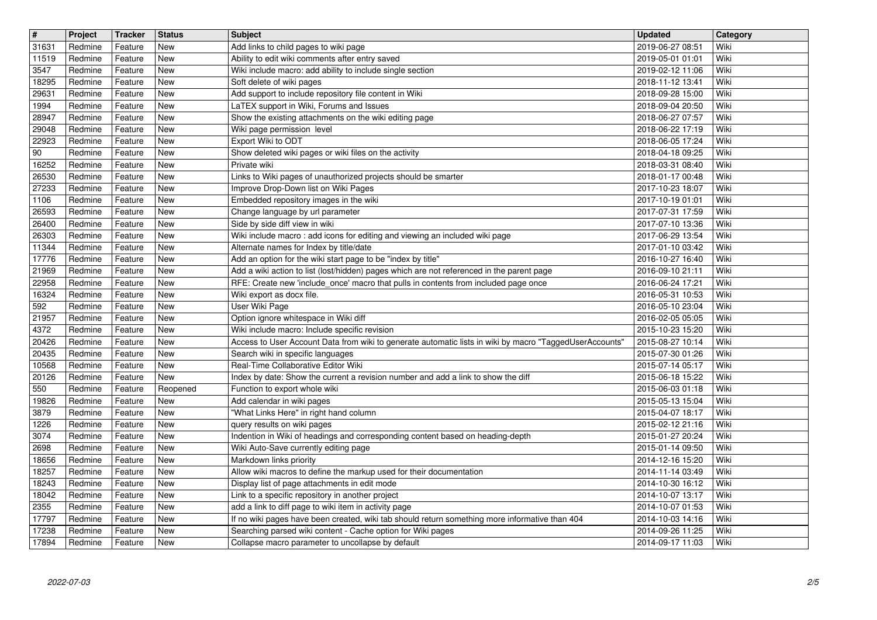| # | Project | Tracker | Status | Subject | Updated | Category |
|---|---|---|---|---|---|---|
| 31631 | Redmine | Feature | New | Add links to child pages to wiki page | 2019-06-27 08:51 | Wiki |
| 11519 | Redmine | Feature | New | Ability to edit wiki comments after entry saved | 2019-05-01 01:01 | Wiki |
| 3547 | Redmine | Feature | New | Wiki include macro: add ability to include single section | 2019-02-12 11:06 | Wiki |
| 18295 | Redmine | Feature | New | Soft delete of wiki pages | 2018-11-12 13:41 | Wiki |
| 29631 | Redmine | Feature | New | Add support to include repository file content in Wiki | 2018-09-28 15:00 | Wiki |
| 1994 | Redmine | Feature | New | LaTEX support in Wiki, Forums and Issues | 2018-09-04 20:50 | Wiki |
| 28947 | Redmine | Feature | New | Show the existing attachments on the wiki editing page | 2018-06-27 07:57 | Wiki |
| 29048 | Redmine | Feature | New | Wiki page permission level | 2018-06-22 17:19 | Wiki |
| 22923 | Redmine | Feature | New | Export Wiki to ODT | 2018-06-05 17:24 | Wiki |
| 90 | Redmine | Feature | New | Show deleted wiki pages or wiki files on the activity | 2018-04-18 09:25 | Wiki |
| 16252 | Redmine | Feature | New | Private wiki | 2018-03-31 08:40 | Wiki |
| 26530 | Redmine | Feature | New | Links to Wiki pages of unauthorized projects should be smarter | 2018-01-17 00:48 | Wiki |
| 27233 | Redmine | Feature | New | Improve Drop-Down list on Wiki Pages | 2017-10-23 18:07 | Wiki |
| 1106 | Redmine | Feature | New | Embedded repository images in the wiki | 2017-10-19 01:01 | Wiki |
| 26593 | Redmine | Feature | New | Change language by url parameter | 2017-07-31 17:59 | Wiki |
| 26400 | Redmine | Feature | New | Side by side diff view in wiki | 2017-07-10 13:36 | Wiki |
| 26303 | Redmine | Feature | New | Wiki include macro : add icons for editing and viewing an included wiki page | 2017-06-29 13:54 | Wiki |
| 11344 | Redmine | Feature | New | Alternate names for Index by title/date | 2017-01-10 03:42 | Wiki |
| 17776 | Redmine | Feature | New | Add an option for the wiki start page to be "index by title" | 2016-10-27 16:40 | Wiki |
| 21969 | Redmine | Feature | New | Add a wiki action to list (lost/hidden) pages which are not referenced in the parent page | 2016-09-10 21:11 | Wiki |
| 22958 | Redmine | Feature | New | RFE: Create new 'include_once' macro that pulls in contents from included page once | 2016-06-24 17:21 | Wiki |
| 16324 | Redmine | Feature | New | Wiki export as docx file. | 2016-05-31 10:53 | Wiki |
| 592 | Redmine | Feature | New | User Wiki Page | 2016-05-10 23:04 | Wiki |
| 21957 | Redmine | Feature | New | Option ignore whitespace in Wiki diff | 2016-02-05 05:05 | Wiki |
| 4372 | Redmine | Feature | New | Wiki include macro: Include specific revision | 2015-10-23 15:20 | Wiki |
| 20426 | Redmine | Feature | New | Access to User Account Data from wiki to generate automatic lists in wiki by macro "TaggedUserAccounts" | 2015-08-27 10:14 | Wiki |
| 20435 | Redmine | Feature | New | Search wiki in specific languages | 2015-07-30 01:26 | Wiki |
| 10568 | Redmine | Feature | New | Real-Time Collaborative Editor Wiki | 2015-07-14 05:17 | Wiki |
| 20126 | Redmine | Feature | New | Index by date: Show the current a revision number and add a link to show the diff | 2015-06-18 15:22 | Wiki |
| 550 | Redmine | Feature | Reopened | Function to export whole wiki | 2015-06-03 01:18 | Wiki |
| 19826 | Redmine | Feature | New | Add calendar in wiki pages | 2015-05-13 15:04 | Wiki |
| 3879 | Redmine | Feature | New | "What Links Here" in right hand column | 2015-04-07 18:17 | Wiki |
| 1226 | Redmine | Feature | New | query results on wiki pages | 2015-02-12 21:16 | Wiki |
| 3074 | Redmine | Feature | New | Indention in Wiki of headings and corresponding content based on heading-depth | 2015-01-27 20:24 | Wiki |
| 2698 | Redmine | Feature | New | Wiki Auto-Save currently editing page | 2015-01-14 09:50 | Wiki |
| 18656 | Redmine | Feature | New | Markdown links priority | 2014-12-16 15:20 | Wiki |
| 18257 | Redmine | Feature | New | Allow wiki macros to define the markup used for their documentation | 2014-11-14 03:49 | Wiki |
| 18243 | Redmine | Feature | New | Display list of page attachments in edit mode | 2014-10-30 16:12 | Wiki |
| 18042 | Redmine | Feature | New | Link to a specific repository in another project | 2014-10-07 13:17 | Wiki |
| 2355 | Redmine | Feature | New | add a link to diff page to wiki item in activity page | 2014-10-07 01:53 | Wiki |
| 17797 | Redmine | Feature | New | If no wiki pages have been created, wiki tab should return something more informative than 404 | 2014-10-03 14:16 | Wiki |
| 17238 | Redmine | Feature | New | Searching parsed wiki content - Cache option for Wiki pages | 2014-09-26 11:25 | Wiki |
| 17894 | Redmine | Feature | New | Collapse macro parameter to uncollapse by default | 2014-09-17 11:03 | Wiki |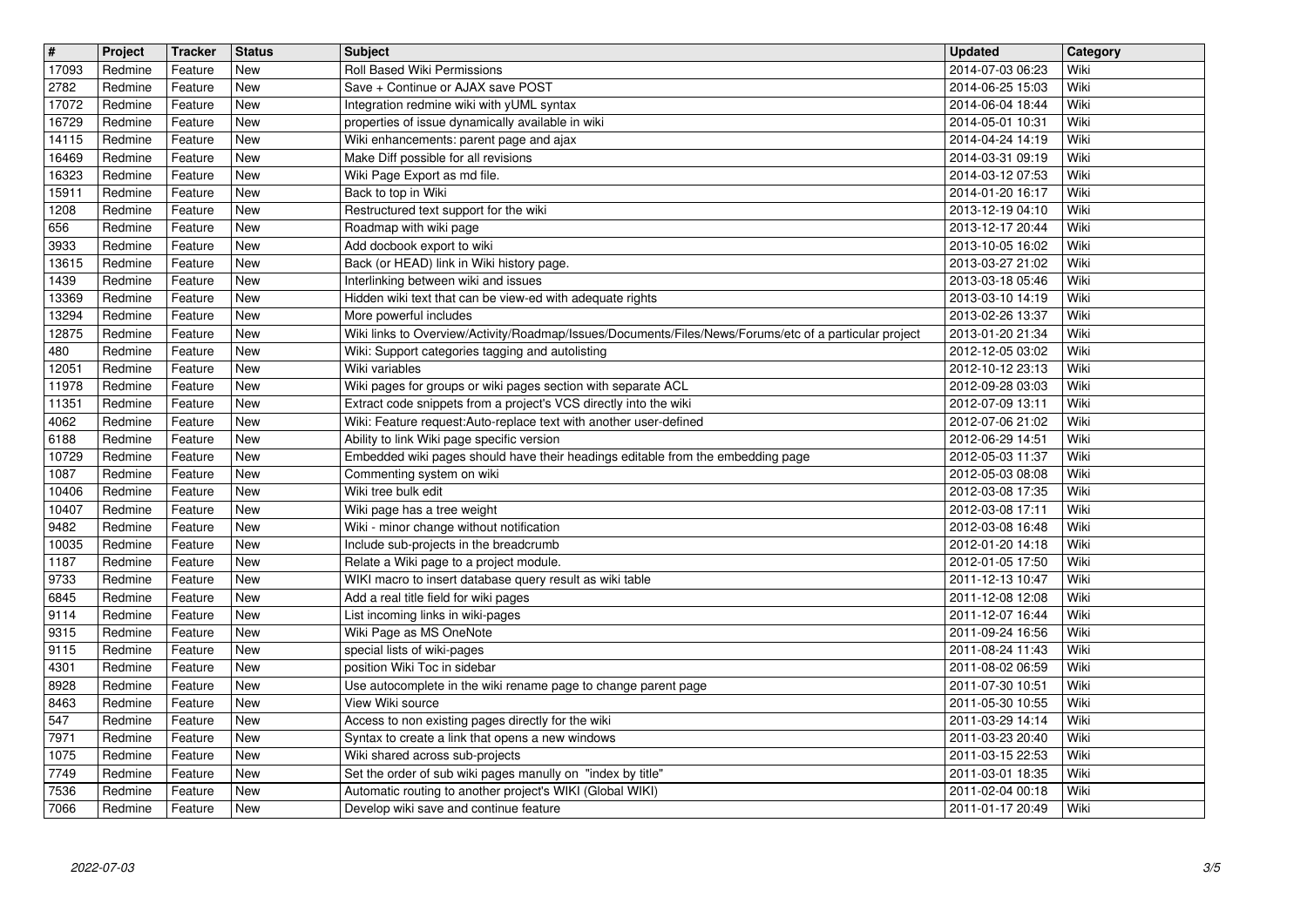| # | Project | Tracker | Status | Subject | Updated | Category |
|---|---|---|---|---|---|---|
| 17093 | Redmine | Feature | New | Roll Based Wiki Permissions | 2014-07-03 06:23 | Wiki |
| 2782 | Redmine | Feature | New | Save + Continue or AJAX save POST | 2014-06-25 15:03 | Wiki |
| 17072 | Redmine | Feature | New | Integration redmine wiki with yUML syntax | 2014-06-04 18:44 | Wiki |
| 16729 | Redmine | Feature | New | properties of issue dynamically available in wiki | 2014-05-01 10:31 | Wiki |
| 14115 | Redmine | Feature | New | Wiki enhancements: parent page and ajax | 2014-04-24 14:19 | Wiki |
| 16469 | Redmine | Feature | New | Make Diff possible for all revisions | 2014-03-31 09:19 | Wiki |
| 16323 | Redmine | Feature | New | Wiki Page Export as md file. | 2014-03-12 07:53 | Wiki |
| 15911 | Redmine | Feature | New | Back to top in Wiki | 2014-01-20 16:17 | Wiki |
| 1208 | Redmine | Feature | New | Restructured text support for the wiki | 2013-12-19 04:10 | Wiki |
| 656 | Redmine | Feature | New | Roadmap with wiki page | 2013-12-17 20:44 | Wiki |
| 3933 | Redmine | Feature | New | Add docbook export to wiki | 2013-10-05 16:02 | Wiki |
| 13615 | Redmine | Feature | New | Back (or HEAD) link in Wiki history page. | 2013-03-27 21:02 | Wiki |
| 1439 | Redmine | Feature | New | Interlinking between wiki and issues | 2013-03-18 05:46 | Wiki |
| 13369 | Redmine | Feature | New | Hidden wiki text that can be view-ed with adequate rights | 2013-03-10 14:19 | Wiki |
| 13294 | Redmine | Feature | New | More powerful includes | 2013-02-26 13:37 | Wiki |
| 12875 | Redmine | Feature | New | Wiki links to Overview/Activity/Roadmap/Issues/Documents/Files/News/Forums/etc of a particular project | 2013-01-20 21:34 | Wiki |
| 480 | Redmine | Feature | New | Wiki: Support categories tagging and autolisting | 2012-12-05 03:02 | Wiki |
| 12051 | Redmine | Feature | New | Wiki variables | 2012-10-12 23:13 | Wiki |
| 11978 | Redmine | Feature | New | Wiki pages for groups or wiki pages section with separate ACL | 2012-09-28 03:03 | Wiki |
| 11351 | Redmine | Feature | New | Extract code snippets from a project's VCS directly into the wiki | 2012-07-09 13:11 | Wiki |
| 4062 | Redmine | Feature | New | Wiki: Feature request:Auto-replace text with another user-defined | 2012-07-06 21:02 | Wiki |
| 6188 | Redmine | Feature | New | Ability to link Wiki page specific version | 2012-06-29 14:51 | Wiki |
| 10729 | Redmine | Feature | New | Embedded wiki pages should have their headings editable from the embedding page | 2012-05-03 11:37 | Wiki |
| 1087 | Redmine | Feature | New | Commenting system on wiki | 2012-05-03 08:08 | Wiki |
| 10406 | Redmine | Feature | New | Wiki tree bulk edit | 2012-03-08 17:35 | Wiki |
| 10407 | Redmine | Feature | New | Wiki page has a tree weight | 2012-03-08 17:11 | Wiki |
| 9482 | Redmine | Feature | New | Wiki - minor change without notification | 2012-03-08 16:48 | Wiki |
| 10035 | Redmine | Feature | New | Include sub-projects in the breadcrumb | 2012-01-20 14:18 | Wiki |
| 1187 | Redmine | Feature | New | Relate a Wiki page to a project module. | 2012-01-05 17:50 | Wiki |
| 9733 | Redmine | Feature | New | WIKI macro to insert database query result as wiki table | 2011-12-13 10:47 | Wiki |
| 6845 | Redmine | Feature | New | Add a real title field for wiki pages | 2011-12-08 12:08 | Wiki |
| 9114 | Redmine | Feature | New | List incoming links in wiki-pages | 2011-12-07 16:44 | Wiki |
| 9315 | Redmine | Feature | New | Wiki Page as MS OneNote | 2011-09-24 16:56 | Wiki |
| 9115 | Redmine | Feature | New | special lists of wiki-pages | 2011-08-24 11:43 | Wiki |
| 4301 | Redmine | Feature | New | position Wiki Toc in sidebar | 2011-08-02 06:59 | Wiki |
| 8928 | Redmine | Feature | New | Use autocomplete in the wiki rename page to change parent page | 2011-07-30 10:51 | Wiki |
| 8463 | Redmine | Feature | New | View Wiki source | 2011-05-30 10:55 | Wiki |
| 547 | Redmine | Feature | New | Access to non existing pages directly for the wiki | 2011-03-29 14:14 | Wiki |
| 7971 | Redmine | Feature | New | Syntax to create a link that opens a new windows | 2011-03-23 20:40 | Wiki |
| 1075 | Redmine | Feature | New | Wiki shared across sub-projects | 2011-03-15 22:53 | Wiki |
| 7749 | Redmine | Feature | New | Set the order of sub wiki pages manully on "index by title" | 2011-03-01 18:35 | Wiki |
| 7536 | Redmine | Feature | New | Automatic routing to another project's WIKI (Global WIKI) | 2011-02-04 00:18 | Wiki |
| 7066 | Redmine | Feature | New | Develop wiki save and continue feature | 2011-01-17 20:49 | Wiki |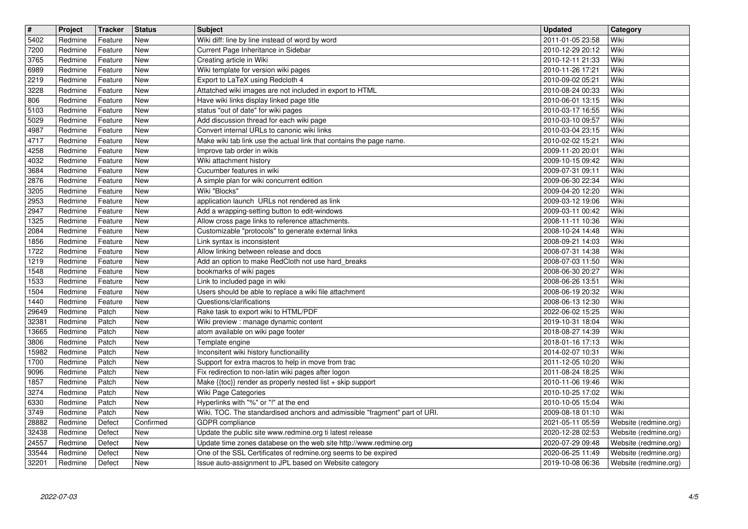| # | Project | Tracker | Status | Subject | Updated | Category |
| --- | --- | --- | --- | --- | --- | --- |
| 5402 | Redmine | Feature | New | Wiki diff: line by line instead of word by word | 2011-01-05 23:58 | Wiki |
| 7200 | Redmine | Feature | New | Current Page Inheritance in Sidebar | 2010-12-29 20:12 | Wiki |
| 3765 | Redmine | Feature | New | Creating article in Wiki | 2010-12-11 21:33 | Wiki |
| 6989 | Redmine | Feature | New | Wiki template for version wiki pages | 2010-11-26 17:21 | Wiki |
| 2219 | Redmine | Feature | New | Export to LaTeX using Redcloth 4 | 2010-09-02 05:21 | Wiki |
| 3228 | Redmine | Feature | New | Attatched wiki images are not included in export to HTML | 2010-08-24 00:33 | Wiki |
| 806 | Redmine | Feature | New | Have wiki links display linked page title | 2010-06-01 13:15 | Wiki |
| 5103 | Redmine | Feature | New | status "out of date" for wiki pages | 2010-03-17 16:55 | Wiki |
| 5029 | Redmine | Feature | New | Add discussion thread for each wiki page | 2010-03-10 09:57 | Wiki |
| 4987 | Redmine | Feature | New | Convert internal URLs to canonic wiki links | 2010-03-04 23:15 | Wiki |
| 4717 | Redmine | Feature | New | Make wiki tab link use the actual link that contains the page name. | 2010-02-02 15:21 | Wiki |
| 4258 | Redmine | Feature | New | Improve tab order in wikis | 2009-11-20 20:01 | Wiki |
| 4032 | Redmine | Feature | New | Wiki attachment history | 2009-10-15 09:42 | Wiki |
| 3684 | Redmine | Feature | New | Cucumber features in wiki | 2009-07-31 09:11 | Wiki |
| 2876 | Redmine | Feature | New | A simple plan for wiki concurrent edition | 2009-06-30 22:34 | Wiki |
| 3205 | Redmine | Feature | New | Wiki "Blocks" | 2009-04-20 12:20 | Wiki |
| 2953 | Redmine | Feature | New | application launch URLs not rendered as link | 2009-03-12 19:06 | Wiki |
| 2947 | Redmine | Feature | New | Add a wrapping-setting button to edit-windows | 2009-03-11 00:42 | Wiki |
| 1325 | Redmine | Feature | New | Allow cross page links to reference attachments. | 2008-11-11 10:36 | Wiki |
| 2084 | Redmine | Feature | New | Customizable "protocols" to generate external links | 2008-10-24 14:48 | Wiki |
| 1856 | Redmine | Feature | New | Link syntax is inconsistent | 2008-09-21 14:03 | Wiki |
| 1722 | Redmine | Feature | New | Allow linking between release and docs | 2008-07-31 14:38 | Wiki |
| 1219 | Redmine | Feature | New | Add an option to make RedCloth not use hard_breaks | 2008-07-03 11:50 | Wiki |
| 1548 | Redmine | Feature | New | bookmarks of wiki pages | 2008-06-30 20:27 | Wiki |
| 1533 | Redmine | Feature | New | Link to included page in wiki | 2008-06-26 13:51 | Wiki |
| 1504 | Redmine | Feature | New | Users should be able to replace a wiki file attachment | 2008-06-19 20:32 | Wiki |
| 1440 | Redmine | Feature | New | Questions/clarifications | 2008-06-13 12:30 | Wiki |
| 29649 | Redmine | Patch | New | Rake task to export wiki to HTML/PDF | 2022-06-02 15:25 | Wiki |
| 32381 | Redmine | Patch | New | Wiki preview : manage dynamic content | 2019-10-31 18:04 | Wiki |
| 13665 | Redmine | Patch | New | atom available on wiki page footer | 2018-08-27 14:39 | Wiki |
| 3806 | Redmine | Patch | New | Template engine | 2018-01-16 17:13 | Wiki |
| 15982 | Redmine | Patch | New | Inconsitent wiki history functionaility | 2014-02-07 10:31 | Wiki |
| 1700 | Redmine | Patch | New | Support for extra macros to help in move from trac | 2011-12-05 10:20 | Wiki |
| 9096 | Redmine | Patch | New | Fix redirection to non-latin wiki pages after logon | 2011-08-24 18:25 | Wiki |
| 1857 | Redmine | Patch | New | Make {{toc}} render as properly nested list + skip support | 2010-11-06 19:46 | Wiki |
| 3274 | Redmine | Patch | New | Wiki Page Categories | 2010-10-25 17:02 | Wiki |
| 6330 | Redmine | Patch | New | Hyperlinks with "%" or "!" at the end | 2010-10-05 15:04 | Wiki |
| 3749 | Redmine | Patch | New | Wiki. TOC. The standardised anchors and admissible "fragment" part of URI. | 2009-08-18 01:10 | Wiki |
| 28882 | Redmine | Defect | Confirmed | GDPR compliance | 2021-05-11 05:59 | Website (redmine.org) |
| 32438 | Redmine | Defect | New | Update the public site www.redmine.org ti latest release | 2020-12-28 02:53 | Website (redmine.org) |
| 24557 | Redmine | Defect | New | Update time zones databese on the web site http://www.redmine.org | 2020-07-29 09:48 | Website (redmine.org) |
| 33544 | Redmine | Defect | New | One of the SSL Certificates of redmine.org seems to be expired | 2020-06-25 11:49 | Website (redmine.org) |
| 32201 | Redmine | Defect | New | Issue auto-assignment to JPL based on Website category | 2019-10-08 06:36 | Website (redmine.org) |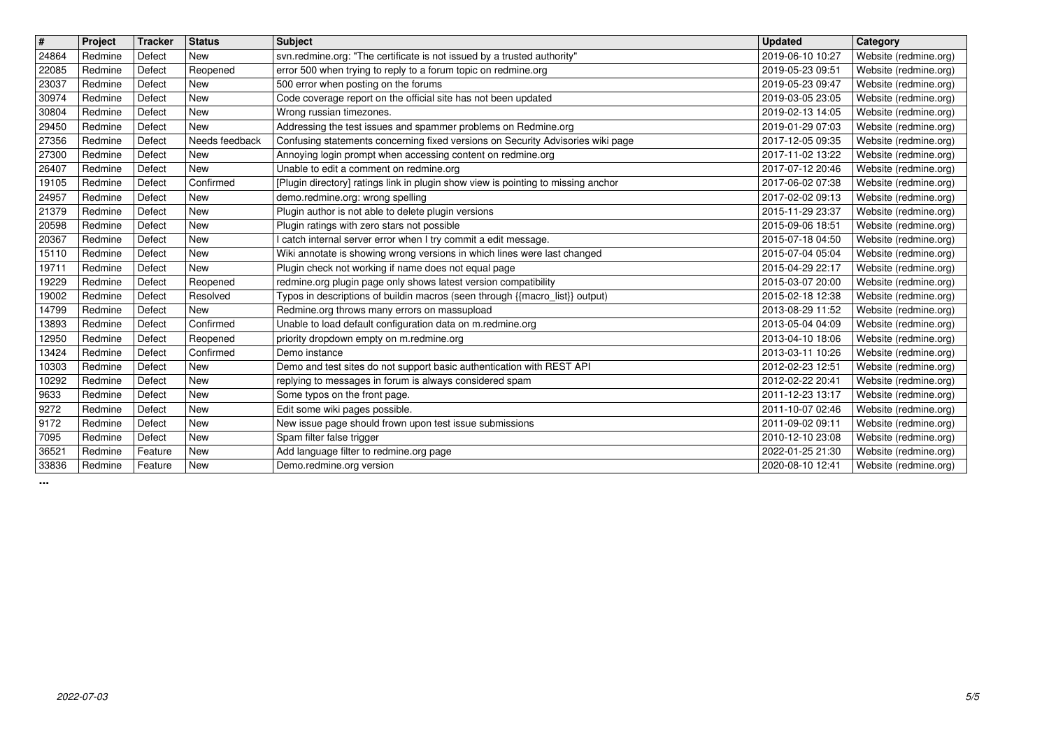| # | Project | Tracker | Status | Subject | Updated | Category |
| --- | --- | --- | --- | --- | --- | --- |
| 24864 | Redmine | Defect | New | svn.redmine.org: "The certificate is not issued by a trusted authority" | 2019-06-10 10:27 | Website (redmine.org) |
| 22085 | Redmine | Defect | Reopened | error 500 when trying to reply to a forum topic on redmine.org | 2019-05-23 09:51 | Website (redmine.org) |
| 23037 | Redmine | Defect | New | 500 error when posting on the forums | 2019-05-23 09:47 | Website (redmine.org) |
| 30974 | Redmine | Defect | New | Code coverage report on the official site has not been updated | 2019-03-05 23:05 | Website (redmine.org) |
| 30804 | Redmine | Defect | New | Wrong russian timezones. | 2019-02-13 14:05 | Website (redmine.org) |
| 29450 | Redmine | Defect | New | Addressing the test issues and spammer problems on Redmine.org | 2019-01-29 07:03 | Website (redmine.org) |
| 27356 | Redmine | Defect | Needs feedback | Confusing statements concerning fixed versions on Security Advisories wiki page | 2017-12-05 09:35 | Website (redmine.org) |
| 27300 | Redmine | Defect | New | Annoying login prompt when accessing content on redmine.org | 2017-11-02 13:22 | Website (redmine.org) |
| 26407 | Redmine | Defect | New | Unable to edit a comment on redmine.org | 2017-07-12 20:46 | Website (redmine.org) |
| 19105 | Redmine | Defect | Confirmed | [Plugin directory] ratings link in plugin show view is pointing to missing anchor | 2017-06-02 07:38 | Website (redmine.org) |
| 24957 | Redmine | Defect | New | demo.redmine.org: wrong spelling | 2017-02-02 09:13 | Website (redmine.org) |
| 21379 | Redmine | Defect | New | Plugin author is not able to delete plugin versions | 2015-11-29 23:37 | Website (redmine.org) |
| 20598 | Redmine | Defect | New | Plugin ratings with zero stars not possible | 2015-09-06 18:51 | Website (redmine.org) |
| 20367 | Redmine | Defect | New | I catch internal server error when I try commit a edit message. | 2015-07-18 04:50 | Website (redmine.org) |
| 15110 | Redmine | Defect | New | Wiki annotate is showing wrong versions in which lines were last changed | 2015-07-04 05:04 | Website (redmine.org) |
| 19711 | Redmine | Defect | New | Plugin check not working if name does not equal page | 2015-04-29 22:17 | Website (redmine.org) |
| 19229 | Redmine | Defect | Reopened | redmine.org plugin page only shows latest version compatibility | 2015-03-07 20:00 | Website (redmine.org) |
| 19002 | Redmine | Defect | Resolved | Typos in descriptions of buildin macros (seen through {{macro_list}} output) | 2015-02-18 12:38 | Website (redmine.org) |
| 14799 | Redmine | Defect | New | Redmine.org throws many errors on massupload | 2013-08-29 11:52 | Website (redmine.org) |
| 13893 | Redmine | Defect | Confirmed | Unable to load default configuration data on m.redmine.org | 2013-05-04 04:09 | Website (redmine.org) |
| 12950 | Redmine | Defect | Reopened | priority dropdown empty on m.redmine.org | 2013-04-10 18:06 | Website (redmine.org) |
| 13424 | Redmine | Defect | Confirmed | Demo instance | 2013-03-11 10:26 | Website (redmine.org) |
| 10303 | Redmine | Defect | New | Demo and test sites do not support basic authentication with REST API | 2012-02-23 12:51 | Website (redmine.org) |
| 10292 | Redmine | Defect | New | replying to messages in forum is always considered spam | 2012-02-22 20:41 | Website (redmine.org) |
| 9633 | Redmine | Defect | New | Some typos on the front page. | 2011-12-23 13:17 | Website (redmine.org) |
| 9272 | Redmine | Defect | New | Edit some wiki pages possible. | 2011-10-07 02:46 | Website (redmine.org) |
| 9172 | Redmine | Defect | New | New issue page should frown upon test issue submissions | 2011-09-02 09:11 | Website (redmine.org) |
| 7095 | Redmine | Defect | New | Spam filter false trigger | 2010-12-10 23:08 | Website (redmine.org) |
| 36521 | Redmine | Feature | New | Add language filter to redmine.org page | 2022-01-25 21:30 | Website (redmine.org) |
| 33836 | Redmine | Feature | New | Demo.redmine.org version | 2020-08-10 12:41 | Website (redmine.org) |

...